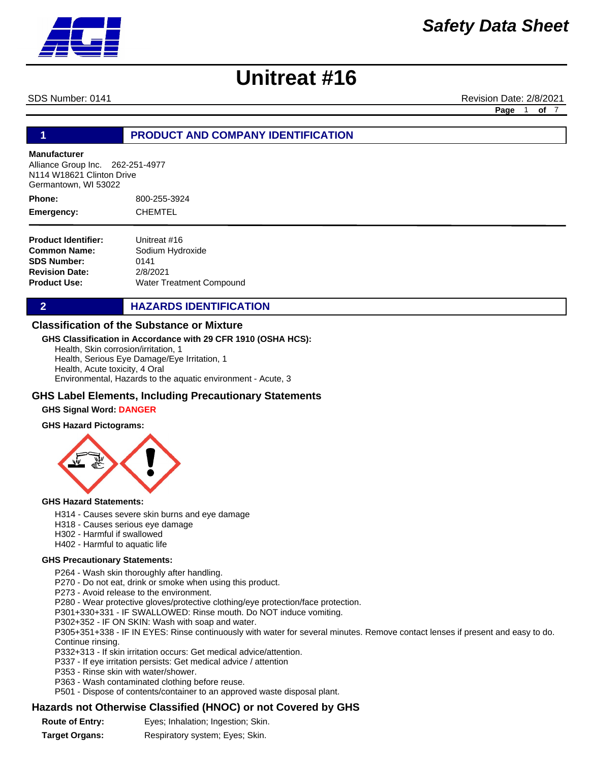# Safety Data Sheet

# Unitreat #16

SDS Number: 0141 Revision Date: 2/8/2021

## 1 PRODUCT AND COMPANY IDENTIFICATION

**Manufacturer**
Alliance Group Inc. 262-251-4977
N114 W18621 Clinton Drive
Germantown, WI 53022

**Phone:** 800-255-3924

**Emergency:** CHEMTEL

**Product Identifier:** Unitreat #16
**Common Name:** Sodium Hydroxide
**SDS Number:** 0141
**Revision Date:** 2/8/2021
**Product Use:** Water Treatment Compound

## 2 HAZARDS IDENTIFICATION

### Classification of the Substance or Mixture

**GHS Classification in Accordance with 29 CFR 1910 (OSHA HCS):**

Health, Skin corrosion/irritation, 1
Health, Serious Eye Damage/Eye Irritation, 1
Health, Acute toxicity, 4 Oral
Environmental, Hazards to the aquatic environment - Acute, 3

### GHS Label Elements, Including Precautionary Statements

**GHS Signal Word:** **DANGER**

**GHS Hazard Pictograms:**

**GHS Hazard Statements:**

H314 - Causes severe skin burns and eye damage
H318 - Causes serious eye damage
H302 - Harmful if swallowed
H402 - Harmful to aquatic life

**GHS Precautionary Statements:**

P264 - Wash skin thoroughly after handling.
P270 - Do not eat, drink or smoke when using this product.
P273 - Avoid release to the environment.
P280 - Wear protective gloves/protective clothing/eye protection/face protection.
P301+330+331 - IF SWALLOWED: Rinse mouth. Do NOT induce vomiting.
P302+352 - IF ON SKIN: Wash with soap and water.
P305+351+338 - IF IN EYES: Rinse continuously with water for several minutes. Remove contact lenses if present and easy to do. Continue rinsing.
P332+313 - If skin irritation occurs: Get medical advice/attention.
P337 - If eye irritation persists: Get medical advice / attention
P353 - Rinse skin with water/shower.
P363 - Wash contaminated clothing before reuse.
P501 - Dispose of contents/container to an approved waste disposal plant.

### Hazards not Otherwise Classified (HNOC) or not Covered by GHS

**Route of Entry:** Eyes; Inhalation; Ingestion; Skin.

**Target Organs:** Respiratory system; Eyes; Skin.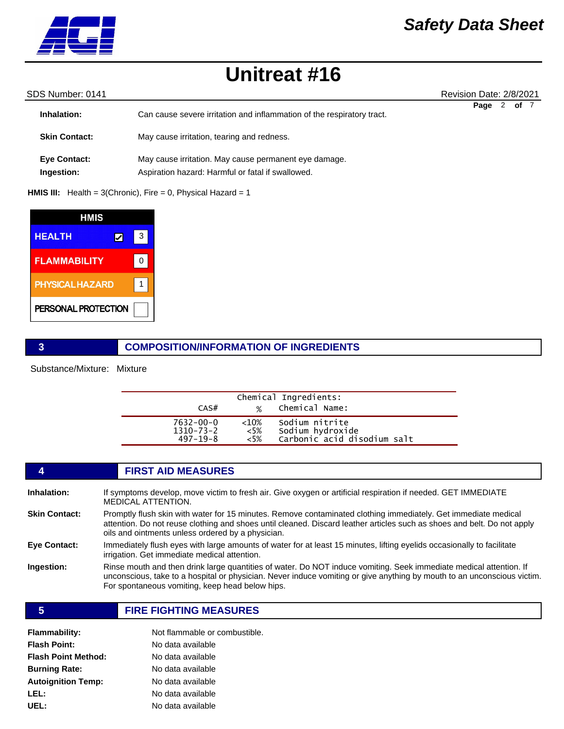**Inhalation:** Can cause severe irritation and inflammation of the respiratory tract.

**Skin Contact:** May cause irritation, tearing and redness.

**Eye Contact:** May cause irritation. May cause permanent eye damage.

**Ingestion:** Aspiration hazard: Harmful or fatal if swallowed.

**HMIS III:** Health = 3(Chronic), Fire = 0, Physical Hazard = 1

| HMIS | |
|---|---|
| HEALTH ☑ | 3 |
| FLAMMABILITY | 0 |
| PHYSICAL HAZARD | 1 |
| PERSONAL PROTECTION | |

## 3 COMPOSITION/INFORMATION OF INGREDIENTS

Substance/Mixture: Mixture

Chemical Ingredients:

| CAS# | % | Chemical Name: |
|---|---|---|
| 7632-00-0 | <10% | Sodium nitrite |
| 1310-73-2 | <5% | Sodium hydroxide |
| 497-19-8 | <5% | Carbonic acid disodium salt |

## 4 FIRST AID MEASURES

**Inhalation:** If symptoms develop, move victim to fresh air. Give oxygen or artificial respiration if needed. GET IMMEDIATE MEDICAL ATTENTION.

**Skin Contact:** Promptly flush skin with water for 15 minutes. Remove contaminated clothing immediately. Get immediate medical attention. Do not reuse clothing and shoes until cleaned. Discard leather articles such as shoes and belt. Do not apply oils and ointments unless ordered by a physician.

**Eye Contact:** Immediately flush eyes with large amounts of water for at least 15 minutes, lifting eyelids occasionally to facilitate irrigation. Get immediate medical attention.

**Ingestion:** Rinse mouth and then drink large quantities of water. Do NOT induce vomiting. Seek immediate medical attention. If unconscious, take to a hospital or physician. Never induce vomiting or give anything by mouth to an unconscious victim. For spontaneous vomiting, keep head below hips.

## 5 FIRE FIGHTING MEASURES

**Flammability:** Not flammable or combustible.

**Flash Point:** No data available

**Flash Point Method:** No data available

**Burning Rate:** No data available

**Autoignition Temp:** No data available

**LEL:** No data available

**UEL:** No data available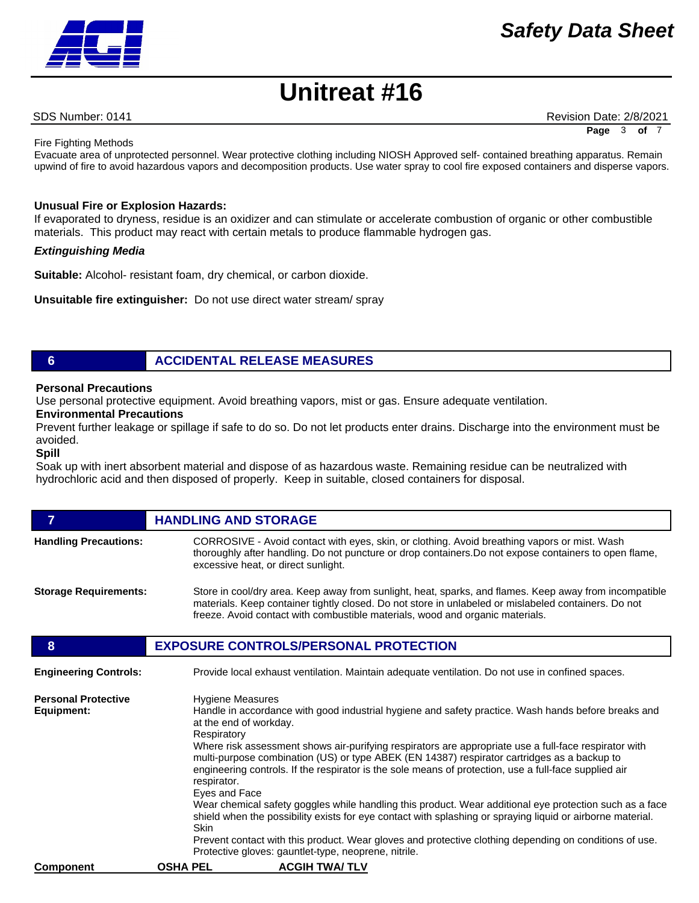Fire Fighting Methods

Evacuate area of unprotected personnel. Wear protective clothing including NIOSH Approved self- contained breathing apparatus. Remain upwind of fire to avoid hazardous vapors and decomposition products. Use water spray to cool fire exposed containers and disperse vapors.

**Unusual Fire or Explosion Hazards:**

If evaporated to dryness, residue is an oxidizer and can stimulate or accelerate combustion of organic or other combustible materials. This product may react with certain metals to produce flammable hydrogen gas.

***Extinguishing Media***

**Suitable:** Alcohol- resistant foam, dry chemical, or carbon dioxide.

**Unsuitable fire extinguisher:** Do not use direct water stream/ spray

## 6 ACCIDENTAL RELEASE MEASURES

**Personal Precautions**

Use personal protective equipment. Avoid breathing vapors, mist or gas. Ensure adequate ventilation.

**Environmental Precautions**

Prevent further leakage or spillage if safe to do so. Do not let products enter drains. Discharge into the environment must be avoided.

**Spill**

Soak up with inert absorbent material and dispose of as hazardous waste. Remaining residue can be neutralized with hydrochloric acid and then disposed of properly. Keep in suitable, closed containers for disposal.

## 7 HANDLING AND STORAGE

**Handling Precautions:** CORROSIVE - Avoid contact with eyes, skin, or clothing. Avoid breathing vapors or mist. Wash thoroughly after handling. Do not puncture or drop containers.Do not expose containers to open flame, excessive heat, or direct sunlight.

**Storage Requirements:** Store in cool/dry area. Keep away from sunlight, heat, sparks, and flames. Keep away from incompatible materials. Keep container tightly closed. Do not store in unlabeled or mislabeled containers. Do not freeze. Avoid contact with combustible materials, wood and organic materials.

## 8 EXPOSURE CONTROLS/PERSONAL PROTECTION

**Engineering Controls:** Provide local exhaust ventilation. Maintain adequate ventilation. Do not use in confined spaces.

**Personal Protective Equipment:**

Hygiene Measures

Handle in accordance with good industrial hygiene and safety practice. Wash hands before breaks and at the end of workday.

Respiratory

Where risk assessment shows air-purifying respirators are appropriate use a full-face respirator with multi-purpose combination (US) or type ABEK (EN 14387) respirator cartridges as a backup to engineering controls. If the respirator is the sole means of protection, use a full-face supplied air respirator.

Eyes and Face

Wear chemical safety goggles while handling this product. Wear additional eye protection such as a face shield when the possibility exists for eye contact with splashing or spraying liquid or airborne material.

Skin

Prevent contact with this product. Wear gloves and protective clothing depending on conditions of use. Protective gloves: gauntlet-type, neoprene, nitrile.

| Component | OSHA PEL | ACGIH TWA/ TLV |
|---|---|---|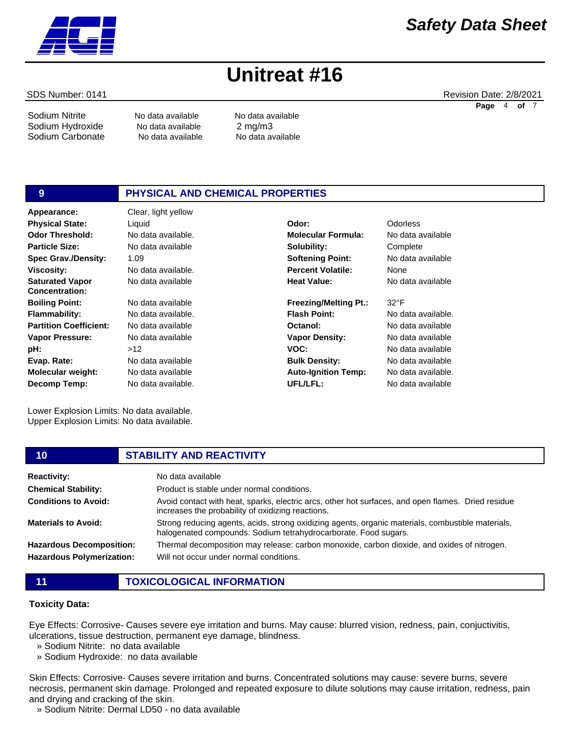| | | |
|---|---|---|
| Sodium Nitrite | No data available | No data available |
| Sodium Hydroxide | No data available | 2 mg/m3 |
| Sodium Carbonate | No data available | No data available |

## 9 PHYSICAL AND CHEMICAL PROPERTIES

| | | | |
|---|---|---|---|
| **Appearance:** | Clear, light yellow | | |
| **Physical State:** | Liquid | **Odor:** | Odorless |
| **Odor Threshold:** | No data available. | **Molecular Formula:** | No data available |
| **Particle Size:** | No data available | **Solubility:** | Complete |
| **Spec Grav./Density:** | 1.09 | **Softening Point:** | No data available |
| **Viscosity:** | No data available. | **Percent Volatile:** | None |
| **Saturated Vapor Concentration:** | No data available | **Heat Value:** | No data available |
| **Boiling Point:** | No data available | **Freezing/Melting Pt.:** | 32°F |
| **Flammability:** | No data available. | **Flash Point:** | No data available. |
| **Partition Coefficient:** | No data available | **Octanol:** | No data available |
| **Vapor Pressure:** | No data available | **Vapor Density:** | No data available |
| **pH:** | >12 | **VOC:** | No data available |
| **Evap. Rate:** | No data available | **Bulk Density:** | No data available |
| **Molecular weight:** | No data available | **Auto-Ignition Temp:** | No data available. |
| **Decomp Temp:** | No data available. | **UFL/LFL:** | No data available |

Lower Explosion Limits: No data available.
Upper Explosion Limits: No data available.

## 10 STABILITY AND REACTIVITY

| | |
|---|---|
| **Reactivity:** | No data available |
| **Chemical Stability:** | Product is stable under normal conditions. |
| **Conditions to Avoid:** | Avoid contact with heat, sparks, electric arcs, other hot surfaces, and open flames. Dried residue increases the probability of oxidizing reactions. |
| **Materials to Avoid:** | Strong reducing agents, acids, strong oxidizing agents, organic materials, combustible materials, halogenated compounds. Sodium tetrahydrocarborate. Food sugars. |
| **Hazardous Decomposition:** | Thermal decomposition may release: carbon monoxide, carbon dioxide, and oxides of nitrogen. |
| **Hazardous Polymerization:** | Will not occur under normal conditions. |

## 11 TOXICOLOGICAL INFORMATION

**Toxicity Data:**

Eye Effects: Corrosive- Causes severe eye irritation and burns. May cause: blurred vision, redness, pain, conjuctivitis, ulcerations, tissue destruction, permanent eye damage, blindness.

» Sodium Nitrite: no data available
» Sodium Hydroxide: no data available

Skin Effects: Corrosive- Causes severe irritation and burns. Concentrated solutions may cause: severe burns, severe necrosis, permanent skin damage. Prolonged and repeated exposure to dilute solutions may cause irritation, redness, pain and drying and cracking of the skin.

» Sodium Nitrite: Dermal LD50 - no data available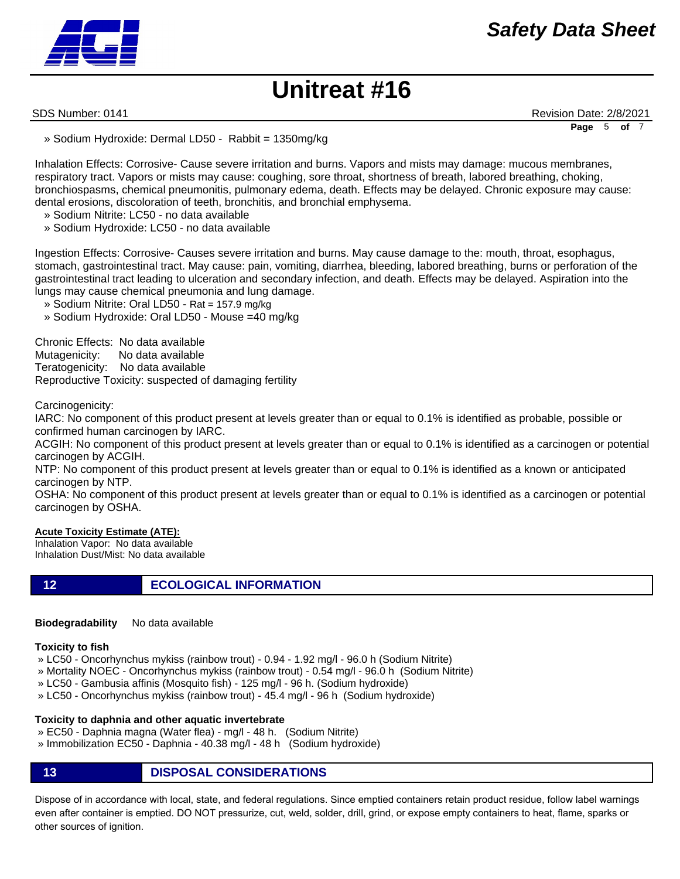» Sodium Hydroxide: Dermal LD50 - Rabbit = 1350mg/kg

Inhalation Effects: Corrosive- Cause severe irritation and burns. Vapors and mists may damage: mucous membranes, respiratory tract. Vapors or mists may cause: coughing, sore throat, shortness of breath, labored breathing, choking, bronchiospasms, chemical pneumonitis, pulmonary edema, death. Effects may be delayed. Chronic exposure may cause: dental erosions, discoloration of teeth, bronchitis, and bronchial emphysema.

» Sodium Nitrite: LC50 - no data available
» Sodium Hydroxide: LC50 - no data available

Ingestion Effects: Corrosive- Causes severe irritation and burns. May cause damage to the: mouth, throat, esophagus, stomach, gastrointestinal tract. May cause: pain, vomiting, diarrhea, bleeding, labored breathing, burns or perforation of the gastrointestinal tract leading to ulceration and secondary infection, and death. Effects may be delayed. Aspiration into the lungs may cause chemical pneumonia and lung damage.

» Sodium Nitrite: Oral LD50 - Rat = 157.9 mg/kg
» Sodium Hydroxide: Oral LD50 - Mouse =40 mg/kg

Chronic Effects: No data available
Mutagenicity: No data available
Teratogenicity: No data available
Reproductive Toxicity: suspected of damaging fertility

Carcinogenicity:
IARC: No component of this product present at levels greater than or equal to 0.1% is identified as probable, possible or confirmed human carcinogen by IARC.
ACGIH: No component of this product present at levels greater than or equal to 0.1% is identified as a carcinogen or potential carcinogen by ACGIH.
NTP: No component of this product present at levels greater than or equal to 0.1% is identified as a known or anticipated carcinogen by NTP.
OSHA: No component of this product present at levels greater than or equal to 0.1% is identified as a carcinogen or potential carcinogen by OSHA.

**Acute Toxicity Estimate (ATE):**
Inhalation Vapor: No data available
Inhalation Dust/Mist: No data available

## 12 ECOLOGICAL INFORMATION

**Biodegradability** No data available

**Toxicity to fish**

» LC50 - Oncorhynchus mykiss (rainbow trout) - 0.94 - 1.92 mg/l - 96.0 h (Sodium Nitrite)
» Mortality NOEC - Oncorhynchus mykiss (rainbow trout) - 0.54 mg/l - 96.0 h (Sodium Nitrite)
» LC50 - Gambusia affinis (Mosquito fish) - 125 mg/l - 96 h. (Sodium hydroxide)
» LC50 - Oncorhynchus mykiss (rainbow trout) - 45.4 mg/l - 96 h (Sodium hydroxide)

**Toxicity to daphnia and other aquatic invertebrate**

» EC50 - Daphnia magna (Water flea) - mg/l - 48 h. (Sodium Nitrite)
» Immobilization EC50 - Daphnia - 40.38 mg/l - 48 h (Sodium hydroxide)

## 13 DISPOSAL CONSIDERATIONS

Dispose of in accordance with local, state, and federal regulations. Since emptied containers retain product residue, follow label warnings even after container is emptied. DO NOT pressurize, cut, weld, solder, drill, grind, or expose empty containers to heat, flame, sparks or other sources of ignition.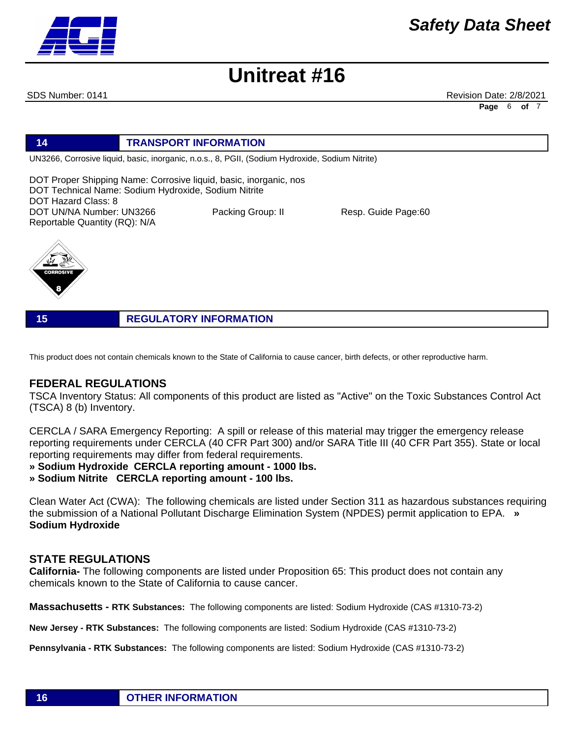## 14 TRANSPORT INFORMATION

UN3266, Corrosive liquid, basic, inorganic, n.o.s., 8, PGII, (Sodium Hydroxide, Sodium Nitrite)

DOT Proper Shipping Name: Corrosive liquid, basic, inorganic, nos
DOT Technical Name: Sodium Hydroxide, Sodium Nitrite
DOT Hazard Class: 8
DOT UN/NA Number: UN3266 Packing Group: II Resp. Guide Page:60
Reportable Quantity (RQ): N/A

## 15 REGULATORY INFORMATION

This product does not contain chemicals known to the State of California to cause cancer, birth defects, or other reproductive harm.

### FEDERAL REGULATIONS

TSCA Inventory Status: All components of this product are listed as "Active" on the Toxic Substances Control Act (TSCA) 8 (b) Inventory.

CERCLA / SARA Emergency Reporting: A spill or release of this material may trigger the emergency release reporting requirements under CERCLA (40 CFR Part 300) and/or SARA Title III (40 CFR Part 355). State or local reporting requirements may differ from federal requirements.

**» Sodium Hydroxide CERCLA reporting amount - 1000 lbs.**
**» Sodium Nitrite CERCLA reporting amount - 100 lbs.**

Clean Water Act (CWA): The following chemicals are listed under Section 311 as hazardous substances requiring the submission of a National Pollutant Discharge Elimination System (NPDES) permit application to EPA. **» Sodium Hydroxide**

### STATE REGULATIONS

**California-** The following components are listed under Proposition 65: This product does not contain any chemicals known to the State of California to cause cancer.

**Massachusetts - RTK Substances:** The following components are listed: Sodium Hydroxide (CAS #1310-73-2)

**New Jersey - RTK Substances:** The following components are listed: Sodium Hydroxide (CAS #1310-73-2)

**Pennsylvania - RTK Substances:** The following components are listed: Sodium Hydroxide (CAS #1310-73-2)

## 16 OTHER INFORMATION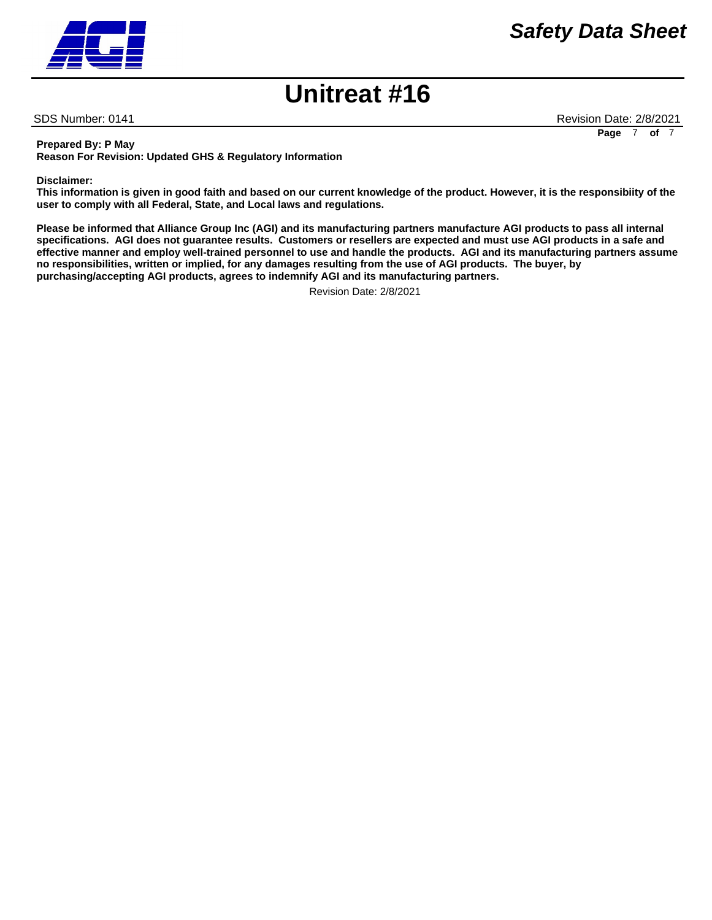**Prepared By: P May**
**Reason For Revision: Updated GHS & Regulatory Information**

**Disclaimer:**
**This information is given in good faith and based on our current knowledge of the product. However, it is the responsibiity of the user to comply with all Federal, State, and Local laws and regulations.**

**Please be informed that Alliance Group Inc (AGI) and its manufacturing partners manufacture AGI products to pass all internal specifications. AGI does not guarantee results. Customers or resellers are expected and must use AGI products in a safe and effective manner and employ well-trained personnel to use and handle the products. AGI and its manufacturing partners assume no responsibilities, written or implied, for any damages resulting from the use of AGI products. The buyer, by purchasing/accepting AGI products, agrees to indemnify AGI and its manufacturing partners.**

Revision Date: 2/8/2021